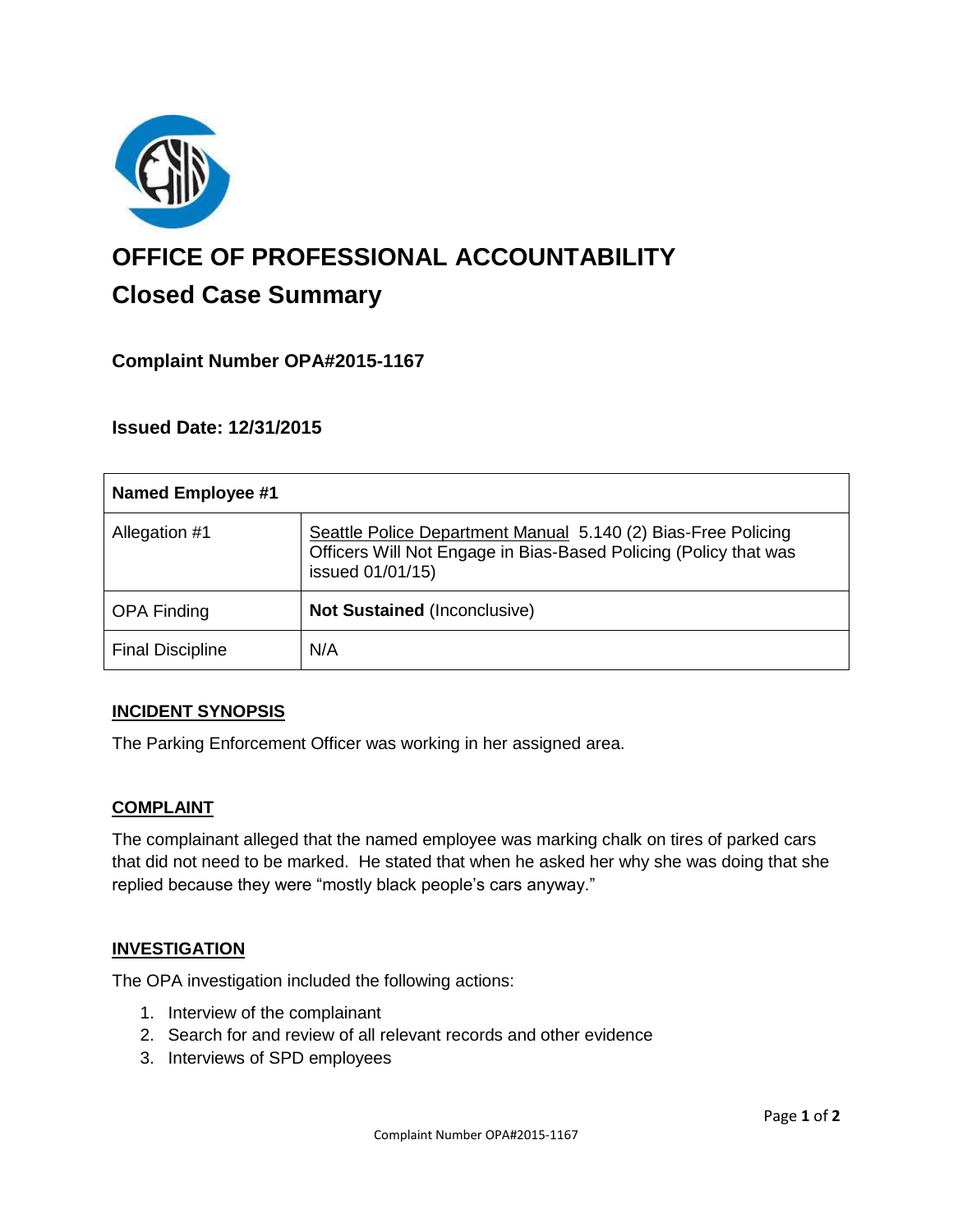# OFFICE OF PROFESSIONAL ACCOUNTABILITY

## Closed Case Summary

### Complaint Number OPA#2015-1167

### Issued Date: 12/31/2015

| Named Employee #1 | |
|---|---|
| Allegation #1 | Seattle Police Department Manual 5.140 (2) Bias-Free Policing Officers Will Not Engage in Bias-Based Policing (Policy that was issued 01/01/15) |
| OPA Finding | **Not Sustained** (Inconclusive) |
| Final Discipline | N/A |

**INCIDENT SYNOPSIS**

The Parking Enforcement Officer was working in her assigned area.

**COMPLAINT**

The complainant alleged that the named employee was marking chalk on tires of parked cars that did not need to be marked. He stated that when he asked her why she was doing that she replied because they were "mostly black people's cars anyway."

**INVESTIGATION**

The OPA investigation included the following actions:

1. Interview of the complainant
2. Search for and review of all relevant records and other evidence
3. Interviews of SPD employees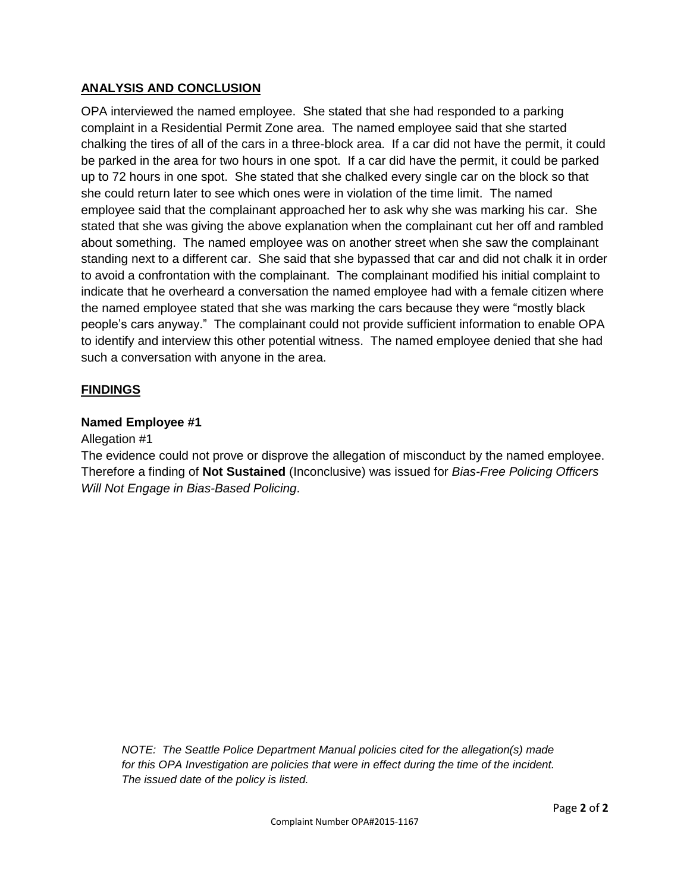## ANALYSIS AND CONCLUSION

OPA interviewed the named employee. She stated that she had responded to a parking complaint in a Residential Permit Zone area. The named employee said that she started chalking the tires of all of the cars in a three-block area. If a car did not have the permit, it could be parked in the area for two hours in one spot. If a car did have the permit, it could be parked up to 72 hours in one spot. She stated that she chalked every single car on the block so that she could return later to see which ones were in violation of the time limit. The named employee said that the complainant approached her to ask why she was marking his car. She stated that she was giving the above explanation when the complainant cut her off and rambled about something. The named employee was on another street when she saw the complainant standing next to a different car. She said that she bypassed that car and did not chalk it in order to avoid a confrontation with the complainant. The complainant modified his initial complaint to indicate that he overheard a conversation the named employee had with a female citizen where the named employee stated that she was marking the cars because they were "mostly black people's cars anyway." The complainant could not provide sufficient information to enable OPA to identify and interview this other potential witness. The named employee denied that she had such a conversation with anyone in the area.

## FINDINGS

**Named Employee #1**

Allegation #1

The evidence could not prove or disprove the allegation of misconduct by the named employee. Therefore a finding of **Not Sustained** (Inconclusive) was issued for *Bias-Free Policing Officers Will Not Engage in Bias-Based Policing*.

*NOTE: The Seattle Police Department Manual policies cited for the allegation(s) made for this OPA Investigation are policies that were in effect during the time of the incident. The issued date of the policy is listed.*

Complaint Number OPA#2015-1167